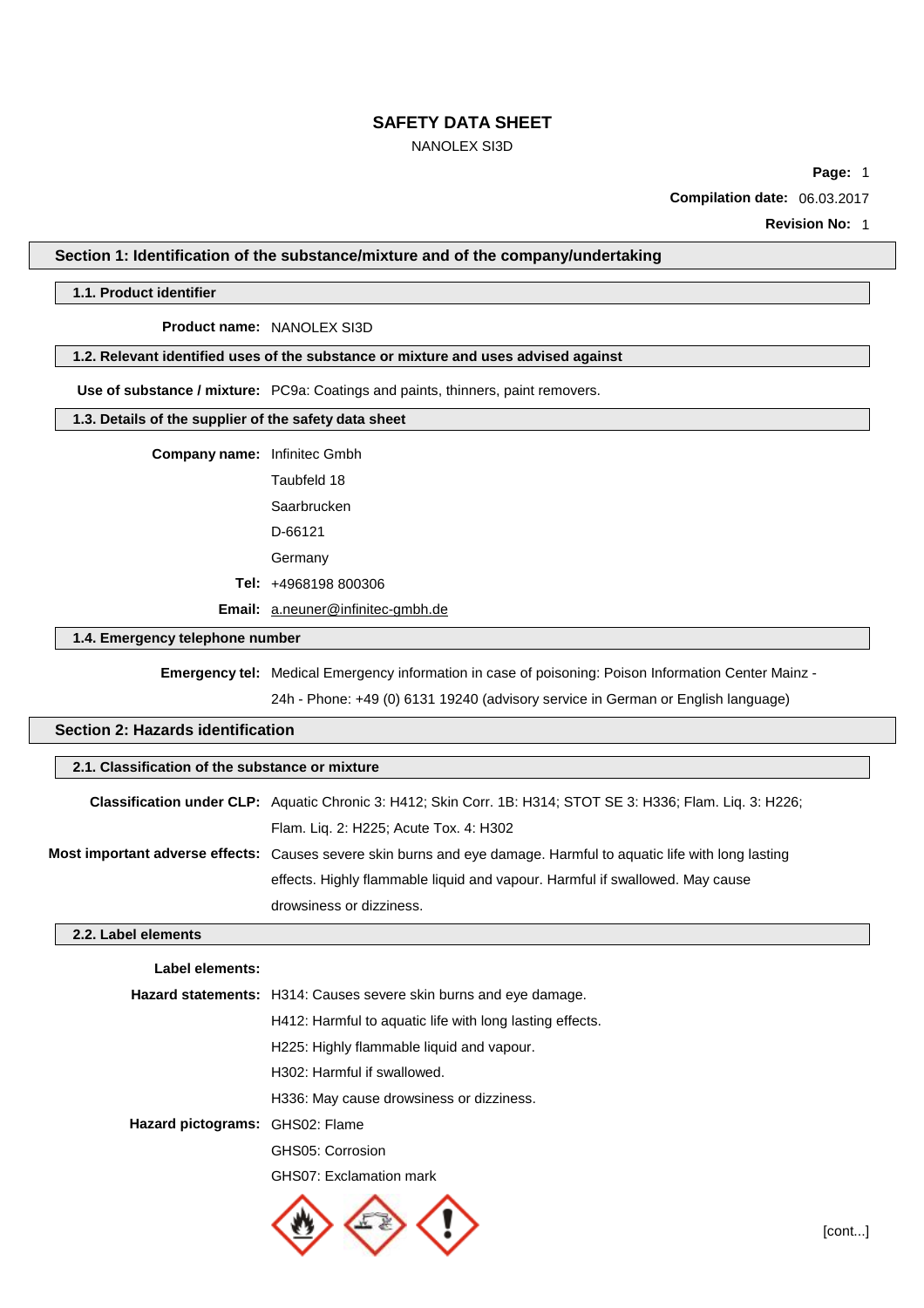# SAFETY DATA SHEET

NANOLEX SI3D

**Page:** 1

**Compilation date:** 06.03.2017

**Revision No:** 1

## Section 1: Identification of the substance/mixture and of the company/undertaking

### 1.1. Product identifier

**Product name:** NANOLEX SI3D

### 1.2. Relevant identified uses of the substance or mixture and uses advised against

**Use of substance / mixture:** PC9a: Coatings and paints, thinners, paint removers.

### 1.3. Details of the supplier of the safety data sheet

**Company name:** Infinitec Gmbh

Taubfeld 18

Saarbrucken

D-66121

Germany

**Tel:** +4968198 800306

**Email:** a.neuner@infinitec-gmbh.de

### 1.4. Emergency telephone number

**Emergency tel:** Medical Emergency information in case of poisoning: Poison Information Center Mainz - 24h - Phone: +49 (0) 6131 19240 (advisory service in German or English language)

## Section 2: Hazards identification

### 2.1. Classification of the substance or mixture

**Classification under CLP:** Aquatic Chronic 3: H412; Skin Corr. 1B: H314; STOT SE 3: H336; Flam. Liq. 3: H226; Flam. Liq. 2: H225; Acute Tox. 4: H302

**Most important adverse effects:** Causes severe skin burns and eye damage. Harmful to aquatic life with long lasting effects. Highly flammable liquid and vapour. Harmful if swallowed. May cause drowsiness or dizziness.

### 2.2. Label elements

**Label elements:**

**Hazard statements:** H314: Causes severe skin burns and eye damage.

H412: Harmful to aquatic life with long lasting effects.

H225: Highly flammable liquid and vapour.

H302: Harmful if swallowed.

H336: May cause drowsiness or dizziness.

**Hazard pictograms:** GHS02: Flame

GHS05: Corrosion

GHS07: Exclamation mark

[cont...]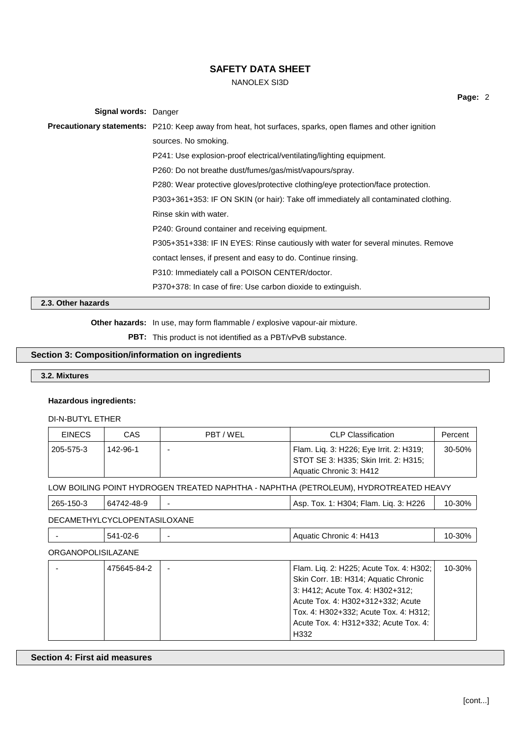**Signal words:** Danger

**Precautionary statements:** P210: Keep away from heat, hot surfaces, sparks, open flames and other ignition sources. No smoking.

P241: Use explosion-proof electrical/ventilating/lighting equipment.

P260: Do not breathe dust/fumes/gas/mist/vapours/spray.

P280: Wear protective gloves/protective clothing/eye protection/face protection.

P303+361+353: IF ON SKIN (or hair): Take off immediately all contaminated clothing. Rinse skin with water.

P240: Ground container and receiving equipment.

P305+351+338: IF IN EYES: Rinse cautiously with water for several minutes. Remove contact lenses, if present and easy to do. Continue rinsing.

P310: Immediately call a POISON CENTER/doctor.

P370+378: In case of fire: Use carbon dioxide to extinguish.

### 2.3. Other hazards

**Other hazards:** In use, may form flammable / explosive vapour-air mixture.

**PBT:** This product is not identified as a PBT/vPvB substance.

## Section 3: Composition/information on ingredients

### 3.2. Mixtures

**Hazardous ingredients:**

DI-N-BUTYL ETHER

| EINECS | CAS | PBT / WEL | CLP Classification | Percent |
|---|---|---|---|---|
| 205-575-3 | 142-96-1 | - | Flam. Liq. 3: H226; Eye Irrit. 2: H319; STOT SE 3: H335; Skin Irrit. 2: H315; Aquatic Chronic 3: H412 | 30-50% |

LOW BOILING POINT HYDROGEN TREATED NAPHTHA - NAPHTHA (PETROLEUM), HYDROTREATED HEAVY

| EINECS | CAS | PBT / WEL | CLP Classification | Percent |
|---|---|---|---|---|
| 265-150-3 | 64742-48-9 | - | Asp. Tox. 1: H304; Flam. Liq. 3: H226 | 10-30% |

DECAMETHYLCYCLOPENTASILOXANE

| EINECS | CAS | PBT / WEL | CLP Classification | Percent |
|---|---|---|---|---|
| - | 541-02-6 | - | Aquatic Chronic 4: H413 | 10-30% |

ORGANOPOLISILAZANE

| EINECS | CAS | PBT / WEL | CLP Classification | Percent |
|---|---|---|---|---|
| - | 475645-84-2 | - | Flam. Liq. 2: H225; Acute Tox. 4: H302; Skin Corr. 1B: H314; Aquatic Chronic 3: H412; Acute Tox. 4: H302+312; Acute Tox. 4: H302+312+332; Acute Tox. 4: H302+332; Acute Tox. 4: H312; Acute Tox. 4: H312+332; Acute Tox. 4: H332 | 10-30% |

## Section 4: First aid measures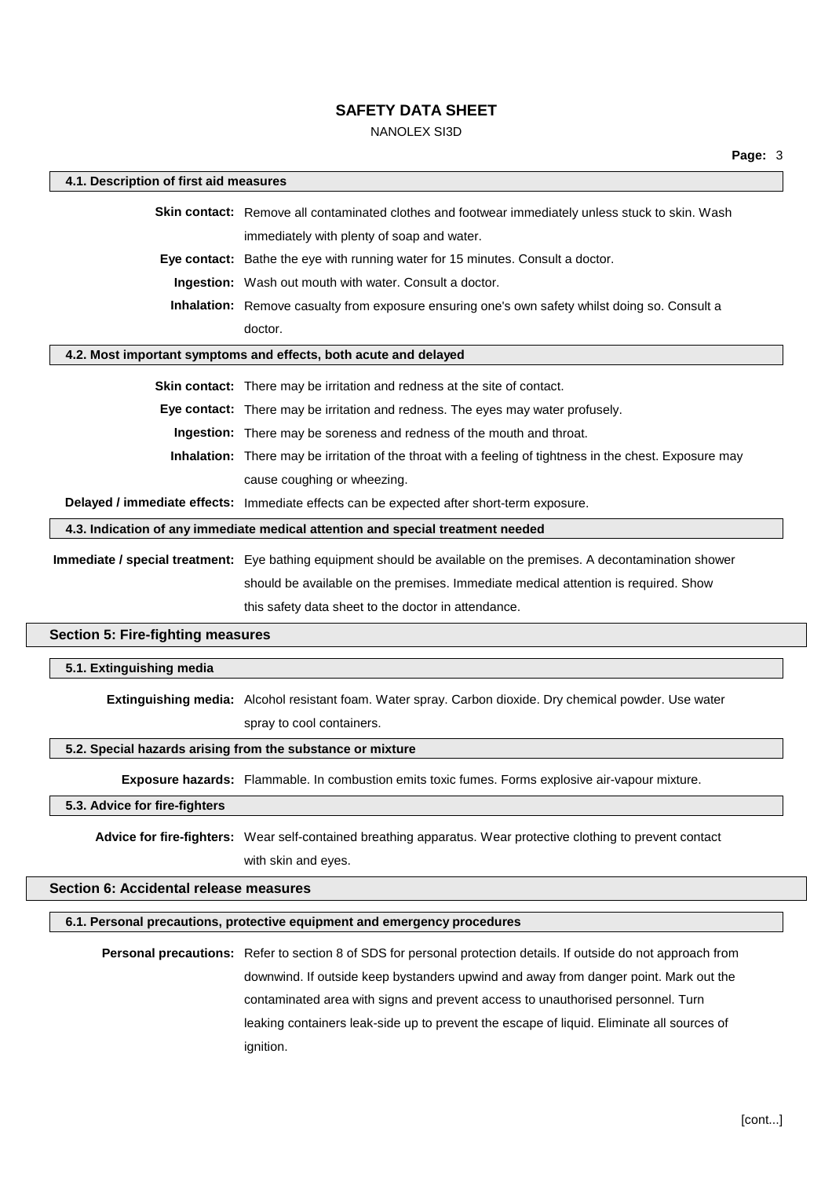### 4.1. Description of first aid measures

**Skin contact:** Remove all contaminated clothes and footwear immediately unless stuck to skin. Wash immediately with plenty of soap and water.

**Eye contact:** Bathe the eye with running water for 15 minutes. Consult a doctor.

**Ingestion:** Wash out mouth with water. Consult a doctor.

**Inhalation:** Remove casualty from exposure ensuring one's own safety whilst doing so. Consult a doctor.

### 4.2. Most important symptoms and effects, both acute and delayed

**Skin contact:** There may be irritation and redness at the site of contact.

**Eye contact:** There may be irritation and redness. The eyes may water profusely.

**Ingestion:** There may be soreness and redness of the mouth and throat.

**Inhalation:** There may be irritation of the throat with a feeling of tightness in the chest. Exposure may cause coughing or wheezing.

**Delayed / immediate effects:** Immediate effects can be expected after short-term exposure.

### 4.3. Indication of any immediate medical attention and special treatment needed

**Immediate / special treatment:** Eye bathing equipment should be available on the premises. A decontamination shower should be available on the premises. Immediate medical attention is required. Show this safety data sheet to the doctor in attendance.

## Section 5: Fire-fighting measures

### 5.1. Extinguishing media

**Extinguishing media:** Alcohol resistant foam. Water spray. Carbon dioxide. Dry chemical powder. Use water spray to cool containers.

### 5.2. Special hazards arising from the substance or mixture

**Exposure hazards:** Flammable. In combustion emits toxic fumes. Forms explosive air-vapour mixture.

### 5.3. Advice for fire-fighters

**Advice for fire-fighters:** Wear self-contained breathing apparatus. Wear protective clothing to prevent contact with skin and eyes.

## Section 6: Accidental release measures

### 6.1. Personal precautions, protective equipment and emergency procedures

**Personal precautions:** Refer to section 8 of SDS for personal protection details. If outside do not approach from downwind. If outside keep bystanders upwind and away from danger point. Mark out the contaminated area with signs and prevent access to unauthorised personnel. Turn leaking containers leak-side up to prevent the escape of liquid. Eliminate all sources of ignition.

[cont...]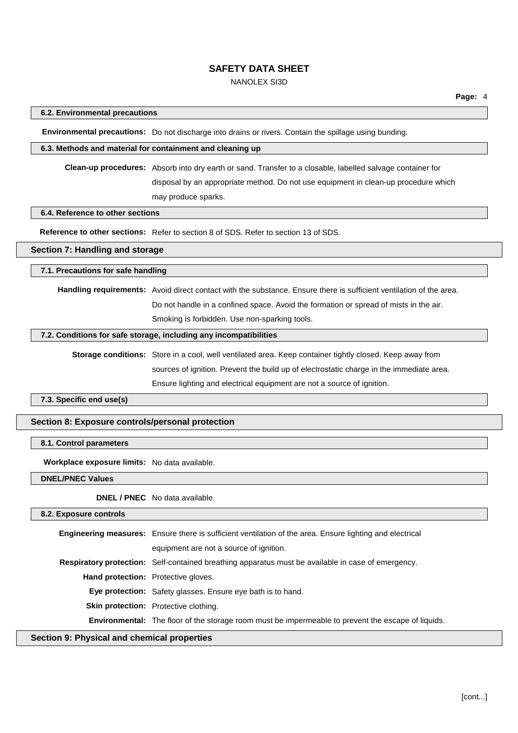### 6.2. Environmental precautions

**Environmental precautions:** Do not discharge into drains or rivers. Contain the spillage using bunding.

### 6.3. Methods and material for containment and cleaning up

**Clean-up procedures:** Absorb into dry earth or sand. Transfer to a closable, labelled salvage container for disposal by an appropriate method. Do not use equipment in clean-up procedure which may produce sparks.

### 6.4. Reference to other sections

**Reference to other sections:** Refer to section 8 of SDS. Refer to section 13 of SDS.

## Section 7: Handling and storage

### 7.1. Precautions for safe handling

**Handling requirements:** Avoid direct contact with the substance. Ensure there is sufficient ventilation of the area. Do not handle in a confined space. Avoid the formation or spread of mists in the air. Smoking is forbidden. Use non-sparking tools.

### 7.2. Conditions for safe storage, including any incompatibilities

**Storage conditions:** Store in a cool, well ventilated area. Keep container tightly closed. Keep away from sources of ignition. Prevent the build up of electrostatic charge in the immediate area. Ensure lighting and electrical equipment are not a source of ignition.

### 7.3. Specific end use(s)

## Section 8: Exposure controls/personal protection

### 8.1. Control parameters

**Workplace exposure limits:** No data available.

### DNEL/PNEC Values

**DNEL / PNEC** No data available.

### 8.2. Exposure controls

**Engineering measures:** Ensure there is sufficient ventilation of the area. Ensure lighting and electrical equipment are not a source of ignition.

**Respiratory protection:** Self-contained breathing apparatus must be available in case of emergency.

**Hand protection:** Protective gloves.

**Eye protection:** Safety glasses. Ensure eye bath is to hand.

**Skin protection:** Protective clothing.

**Environmental:** The floor of the storage room must be impermeable to prevent the escape of liquids.

## Section 9: Physical and chemical properties

[cont...]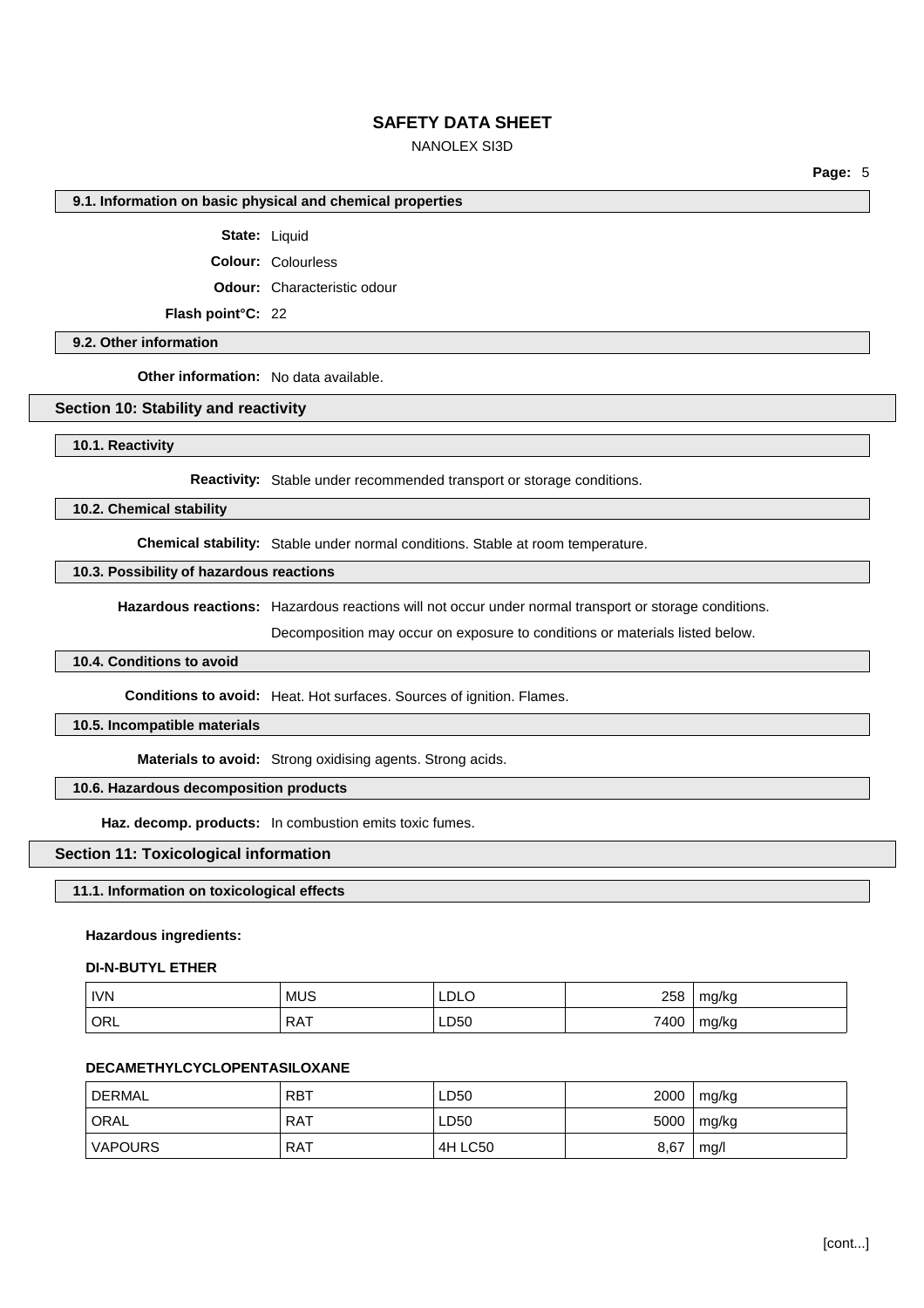### 9.1. Information on basic physical and chemical properties

**State:** Liquid

**Colour:** Colourless

**Odour:** Characteristic odour

**Flash point°C:** 22

### 9.2. Other information

**Other information:** No data available.

## Section 10: Stability and reactivity

### 10.1. Reactivity

**Reactivity:** Stable under recommended transport or storage conditions.

### 10.2. Chemical stability

**Chemical stability:** Stable under normal conditions. Stable at room temperature.

### 10.3. Possibility of hazardous reactions

**Hazardous reactions:** Hazardous reactions will not occur under normal transport or storage conditions.

Decomposition may occur on exposure to conditions or materials listed below.

### 10.4. Conditions to avoid

**Conditions to avoid:** Heat. Hot surfaces. Sources of ignition. Flames.

### 10.5. Incompatible materials

**Materials to avoid:** Strong oxidising agents. Strong acids.

### 10.6. Hazardous decomposition products

**Haz. decomp. products:** In combustion emits toxic fumes.

## Section 11: Toxicological information

### 11.1. Information on toxicological effects

**Hazardous ingredients:**

**DI-N-BUTYL ETHER**

| | | | | |
|---|---|---|---|---|
| IVN | MUS | LDLO | 258 | mg/kg |
| ORL | RAT | LD50 | 7400 | mg/kg |

**DECAMETHYLCYCLOPENTASILOXANE**

| | | | | |
|---|---|---|---|---|
| DERMAL | RBT | LD50 | 2000 | mg/kg |
| ORAL | RAT | LD50 | 5000 | mg/kg |
| VAPOURS | RAT | 4H LC50 | 8,67 | mg/l |

[cont...]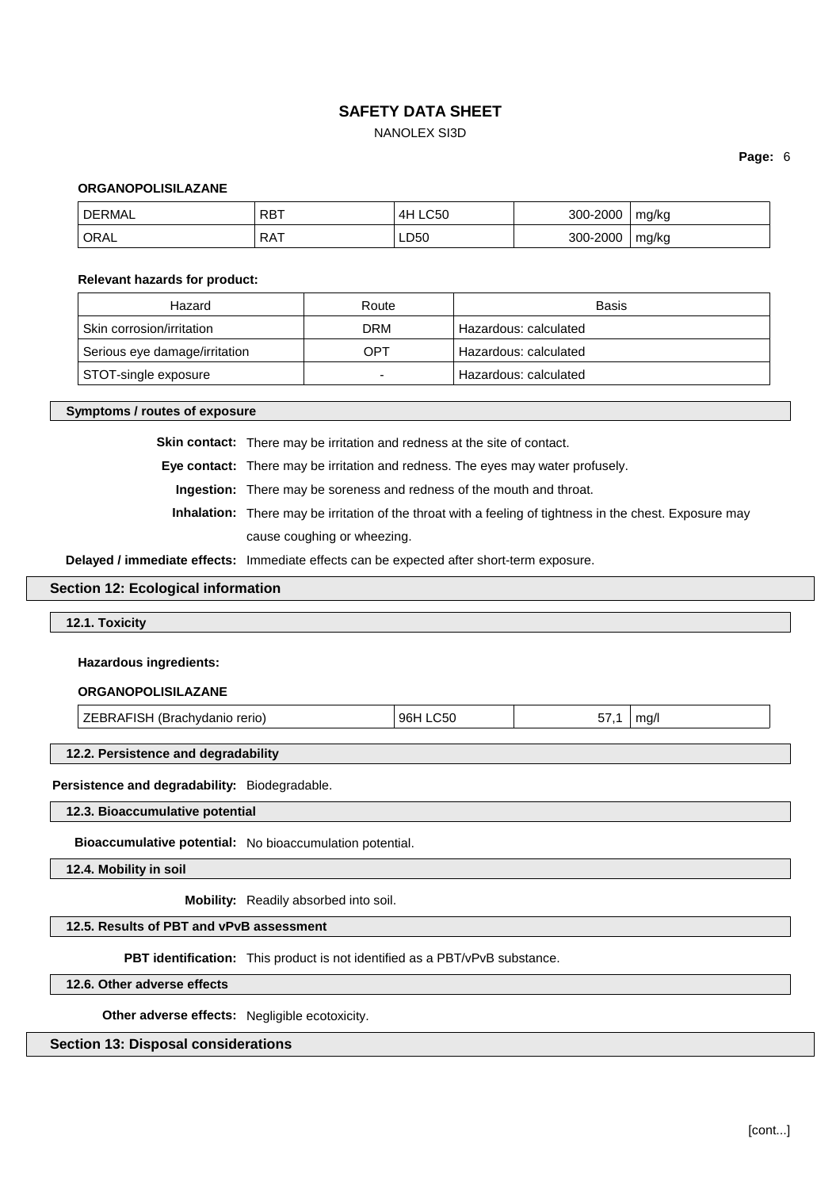**ORGANOPOLISILAZANE**

| DERMAL | RBT | 4H LC50 | 300-2000 | mg/kg |
|---|---|---|---|---|
| ORAL | RAT | LD50 | 300-2000 | mg/kg |

**Relevant hazards for product:**

| Hazard | Route | Basis |
|---|---|---|
| Skin corrosion/irritation | DRM | Hazardous: calculated |
| Serious eye damage/irritation | OPT | Hazardous: calculated |
| STOT-single exposure | - | Hazardous: calculated |

### Symptoms / routes of exposure

**Skin contact:** There may be irritation and redness at the site of contact.

**Eye contact:** There may be irritation and redness. The eyes may water profusely.

**Ingestion:** There may be soreness and redness of the mouth and throat.

**Inhalation:** There may be irritation of the throat with a feeling of tightness in the chest. Exposure may cause coughing or wheezing.

**Delayed / immediate effects:** Immediate effects can be expected after short-term exposure.

## Section 12: Ecological information

### 12.1. Toxicity

**Hazardous ingredients:**

**ORGANOPOLISILAZANE**

| ZEBRAFISH (Brachydanio rerio) | 96H LC50 | 57,1 | mg/l |
|---|---|---|---|

### 12.2. Persistence and degradability

**Persistence and degradability:** Biodegradable.

### 12.3. Bioaccumulative potential

**Bioaccumulative potential:** No bioaccumulation potential.

### 12.4. Mobility in soil

**Mobility:** Readily absorbed into soil.

### 12.5. Results of PBT and vPvB assessment

**PBT identification:** This product is not identified as a PBT/vPvB substance.

### 12.6. Other adverse effects

**Other adverse effects:** Negligible ecotoxicity.

## Section 13: Disposal considerations

[cont...]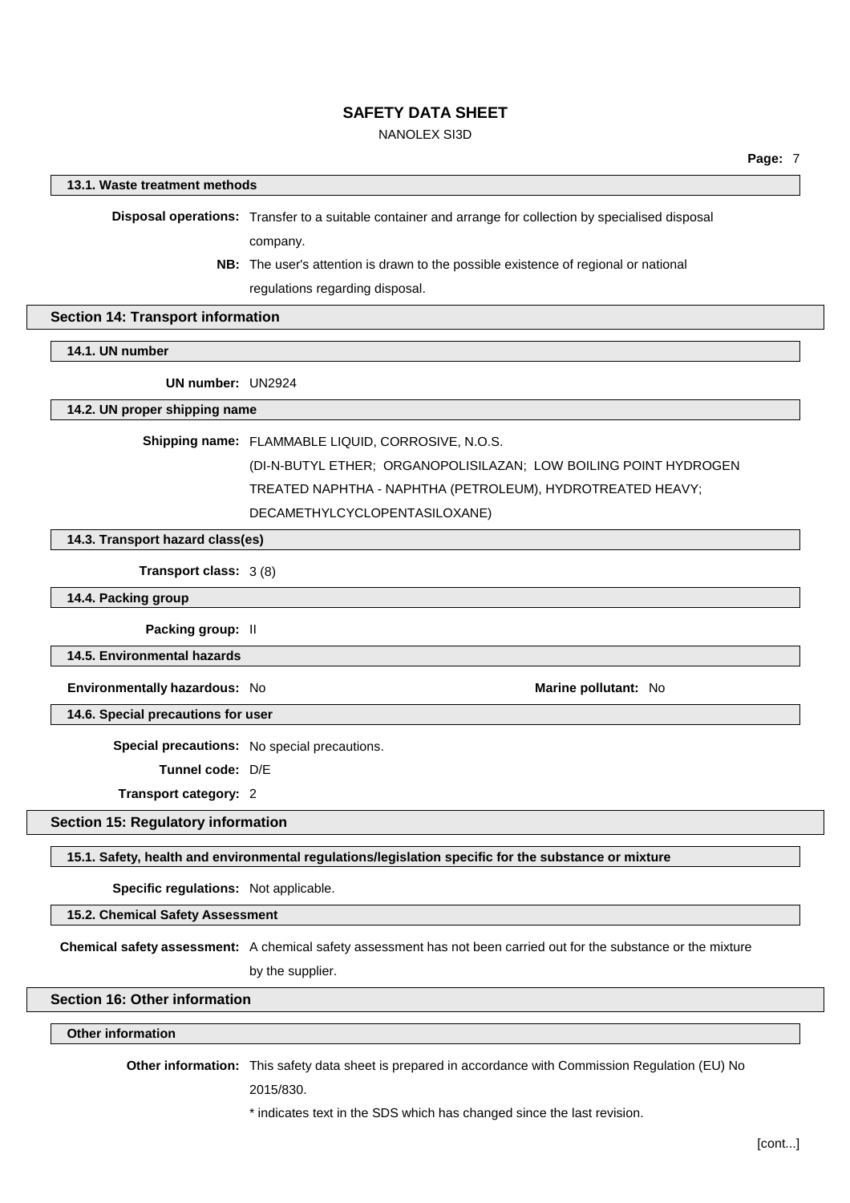### 13.1. Waste treatment methods

**Disposal operations:** Transfer to a suitable container and arrange for collection by specialised disposal company.

**NB:** The user's attention is drawn to the possible existence of regional or national regulations regarding disposal.

## Section 14: Transport information

### 14.1. UN number

**UN number:** UN2924

### 14.2. UN proper shipping name

**Shipping name:** FLAMMABLE LIQUID, CORROSIVE, N.O.S. (DI-N-BUTYL ETHER; ORGANOPOLISILAZAN; LOW BOILING POINT HYDROGEN TREATED NAPHTHA - NAPHTHA (PETROLEUM), HYDROTREATED HEAVY; DECAMETHYLCYCLOPENTASILOXANE)

### 14.3. Transport hazard class(es)

**Transport class:** 3 (8)

### 14.4. Packing group

**Packing group:** II

### 14.5. Environmental hazards

**Environmentally hazardous:** No

**Marine pollutant:** No

### 14.6. Special precautions for user

**Special precautions:** No special precautions.

**Tunnel code:** D/E

**Transport category:** 2

## Section 15: Regulatory information

### 15.1. Safety, health and environmental regulations/legislation specific for the substance or mixture

**Specific regulations:** Not applicable.

### 15.2. Chemical Safety Assessment

**Chemical safety assessment:** A chemical safety assessment has not been carried out for the substance or the mixture by the supplier.

## Section 16: Other information

### Other information

**Other information:** This safety data sheet is prepared in accordance with Commission Regulation (EU) No 2015/830.

* indicates text in the SDS which has changed since the last revision.

[cont...]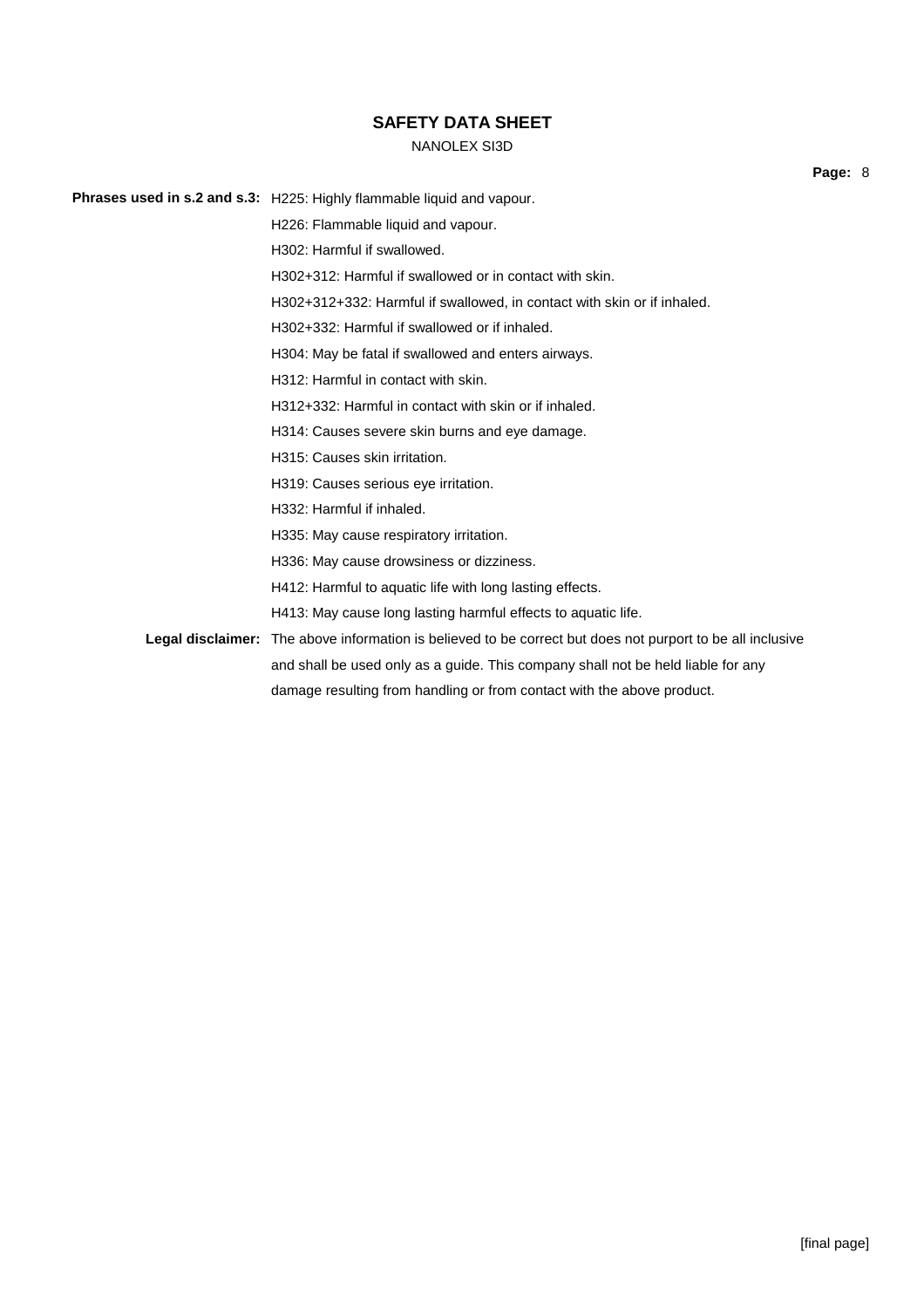**Phrases used in s.2 and s.3:** H225: Highly flammable liquid and vapour.

H226: Flammable liquid and vapour.

H302: Harmful if swallowed.

H302+312: Harmful if swallowed or in contact with skin.

H302+312+332: Harmful if swallowed, in contact with skin or if inhaled.

H302+332: Harmful if swallowed or if inhaled.

H304: May be fatal if swallowed and enters airways.

H312: Harmful in contact with skin.

H312+332: Harmful in contact with skin or if inhaled.

H314: Causes severe skin burns and eye damage.

H315: Causes skin irritation.

H319: Causes serious eye irritation.

H332: Harmful if inhaled.

H335: May cause respiratory irritation.

H336: May cause drowsiness or dizziness.

H412: Harmful to aquatic life with long lasting effects.

H413: May cause long lasting harmful effects to aquatic life.

**Legal disclaimer:** The above information is believed to be correct but does not purport to be all inclusive and shall be used only as a guide. This company shall not be held liable for any damage resulting from handling or from contact with the above product.

[final page]